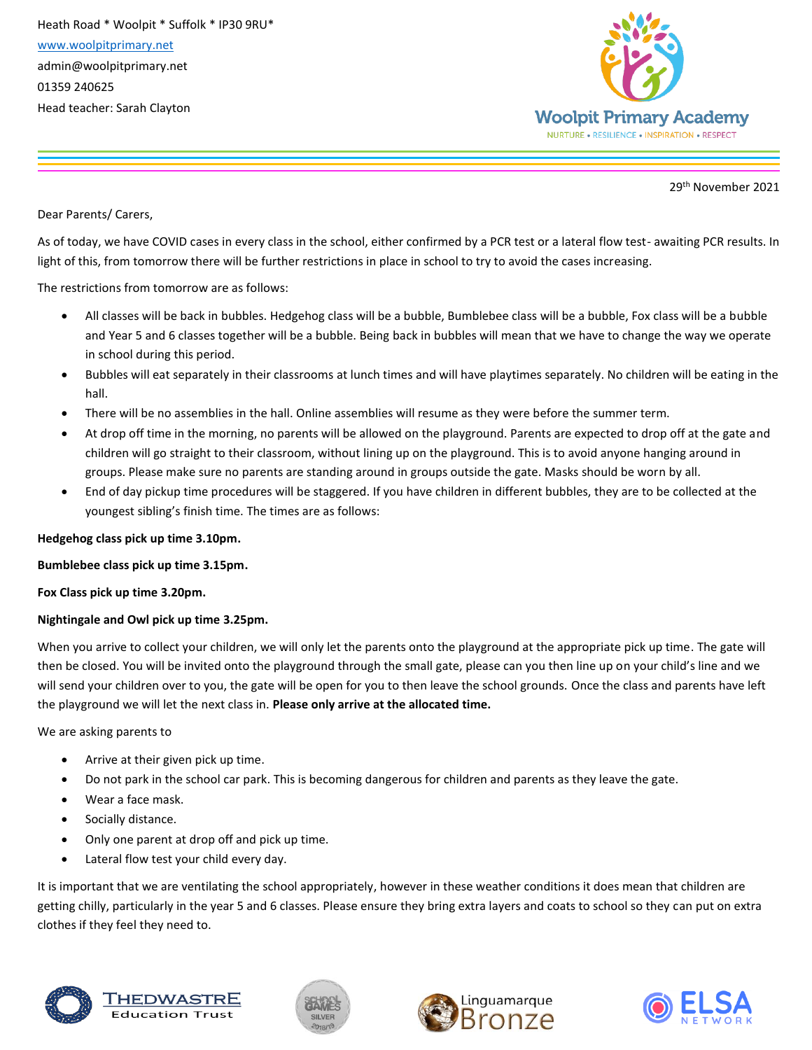Heath Road * Woolpit * Suffolk * IP30 9RU*
www.woolpitprimary.net
admin@woolpitprimary.net
01359 240625
Head teacher: Sarah Clayton

Woolpit Primary Academy
NURTURE • RESILIENCE • INSPIRATION • RESPECT

29th November 2021

Dear Parents/ Carers,

As of today, we have COVID cases in every class in the school, either confirmed by a PCR test or a lateral flow test- awaiting PCR results. In light of this, from tomorrow there will be further restrictions in place in school to try to avoid the cases increasing.

The restrictions from tomorrow are as follows:

- All classes will be back in bubbles. Hedgehog class will be a bubble, Bumblebee class will be a bubble, Fox class will be a bubble and Year 5 and 6 classes together will be a bubble. Being back in bubbles will mean that we have to change the way we operate in school during this period.
- Bubbles will eat separately in their classrooms at lunch times and will have playtimes separately. No children will be eating in the hall.
- There will be no assemblies in the hall. Online assemblies will resume as they were before the summer term.
- At drop off time in the morning, no parents will be allowed on the playground. Parents are expected to drop off at the gate and children will go straight to their classroom, without lining up on the playground. This is to avoid anyone hanging around in groups. Please make sure no parents are standing around in groups outside the gate. Masks should be worn by all.
- End of day pickup time procedures will be staggered. If you have children in different bubbles, they are to be collected at the youngest sibling's finish time. The times are as follows:

**Hedgehog class pick up time 3.10pm.**

**Bumblebee class pick up time 3.15pm.**

**Fox Class pick up time 3.20pm.**

**Nightingale and Owl pick up time 3.25pm.**

When you arrive to collect your children, we will only let the parents onto the playground at the appropriate pick up time. The gate will then be closed. You will be invited onto the playground through the small gate, please can you then line up on your child's line and we will send your children over to you, the gate will be open for you to then leave the school grounds. Once the class and parents have left the playground we will let the next class in. **Please only arrive at the allocated time.**

We are asking parents to

- Arrive at their given pick up time.
- Do not park in the school car park. This is becoming dangerous for children and parents as they leave the gate.
- Wear a face mask.
- Socially distance.
- Only one parent at drop off and pick up time.
- Lateral flow test your child every day.

It is important that we are ventilating the school appropriately, however in these weather conditions it does mean that children are getting chilly, particularly in the year 5 and 6 classes. Please ensure they bring extra layers and coats to school so they can put on extra clothes if they feel they need to.

THEDWASTRE Education Trust

SCHOOL GAMES SILVER 2018/19

Linguamarque Bronze

ELSA NETWORK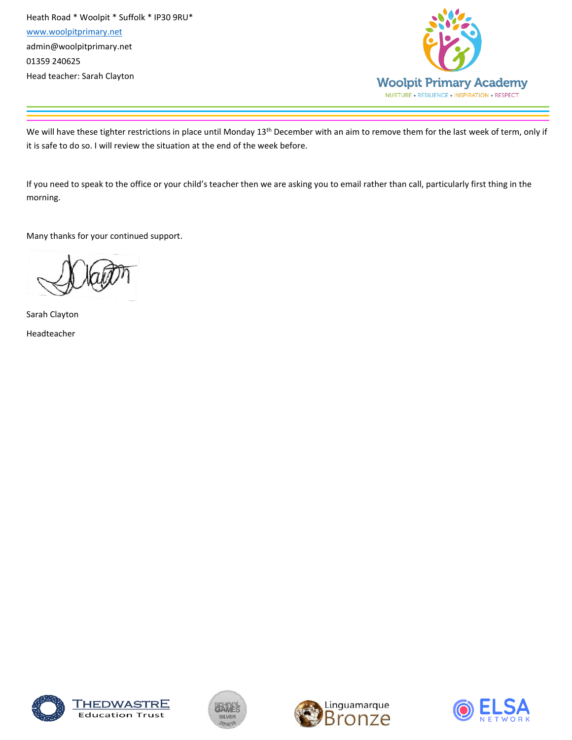Heath Road * Woolpit * Suffolk * IP30 9RU*

www.woolpitprimary.net

admin@woolpitprimary.net

01359 240625

Head teacher: Sarah Clayton

Woolpit Primary Academy

NURTURE • RESILIENCE • INSPIRATION • RESPECT

We will have these tighter restrictions in place until Monday 13th December with an aim to remove them for the last week of term, only if it is safe to do so. I will review the situation at the end of the week before.

If you need to speak to the office or your child's teacher then we are asking you to email rather than call, particularly first thing in the morning.

Many thanks for your continued support.

Sarah Clayton

Headteacher

Thedwastre Education Trust

School Games Silver 2018/19

Linguamarque Bronze

ELSA Network